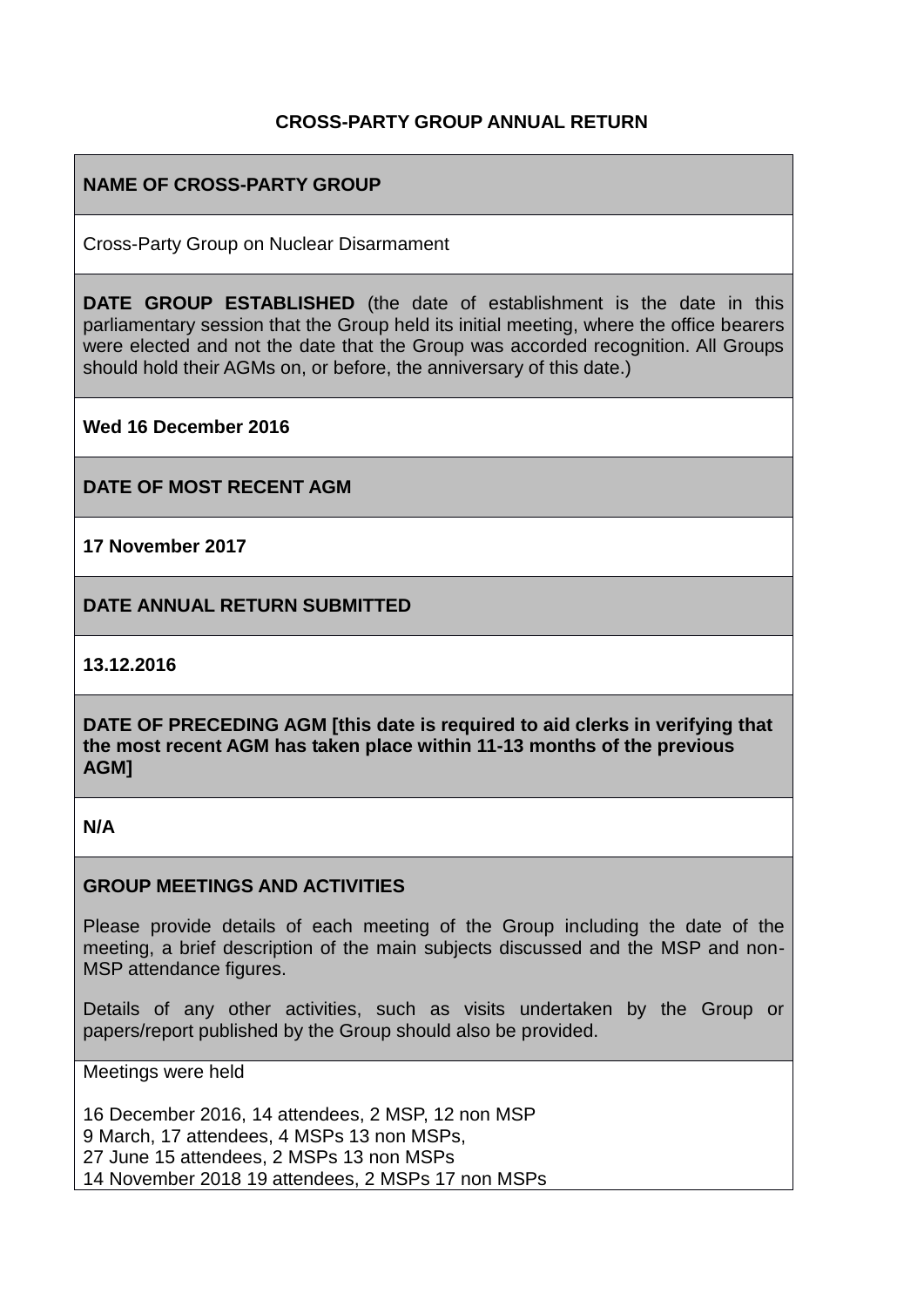**CROSS-PARTY GROUP ANNUAL RETURN**

| **NAME OF CROSS-PARTY GROUP** |
| --- |
| Cross-Party Group on Nuclear Disarmament |
| **DATE GROUP ESTABLISHED** (the date of establishment is the date in this parliamentary session that the Group held its initial meeting, where the office bearers were elected and not the date that the Group was accorded recognition. All Groups should hold their AGMs on, or before, the anniversary of this date.) |
| **Wed 16 December 2016** |
| **DATE OF MOST RECENT AGM** |
| **17 November 2017** |
| **DATE ANNUAL RETURN SUBMITTED** |
| **13.12.2016** |
| **DATE OF PRECEDING AGM [this date is required to aid clerks in verifying that the most recent AGM has taken place within 11-13 months of the previous AGM]** |
| **N/A** |
| **GROUP MEETINGS AND ACTIVITIES**<br><br>Please provide details of each meeting of the Group including the date of the meeting, a brief description of the main subjects discussed and the MSP and non-MSP attendance figures.<br><br>Details of any other activities, such as visits undertaken by the Group or papers/report published by the Group should also be provided. |
| Meetings were held<br><br>16 December 2016, 14 attendees, 2 MSP, 12 non MSP<br>9 March, 17 attendees, 4 MSPs 13 non MSPs,<br>27 June 15 attendees, 2 MSPs 13 non MSPs<br>14 November 2018 19 attendees, 2 MSPs 17 non MSPs |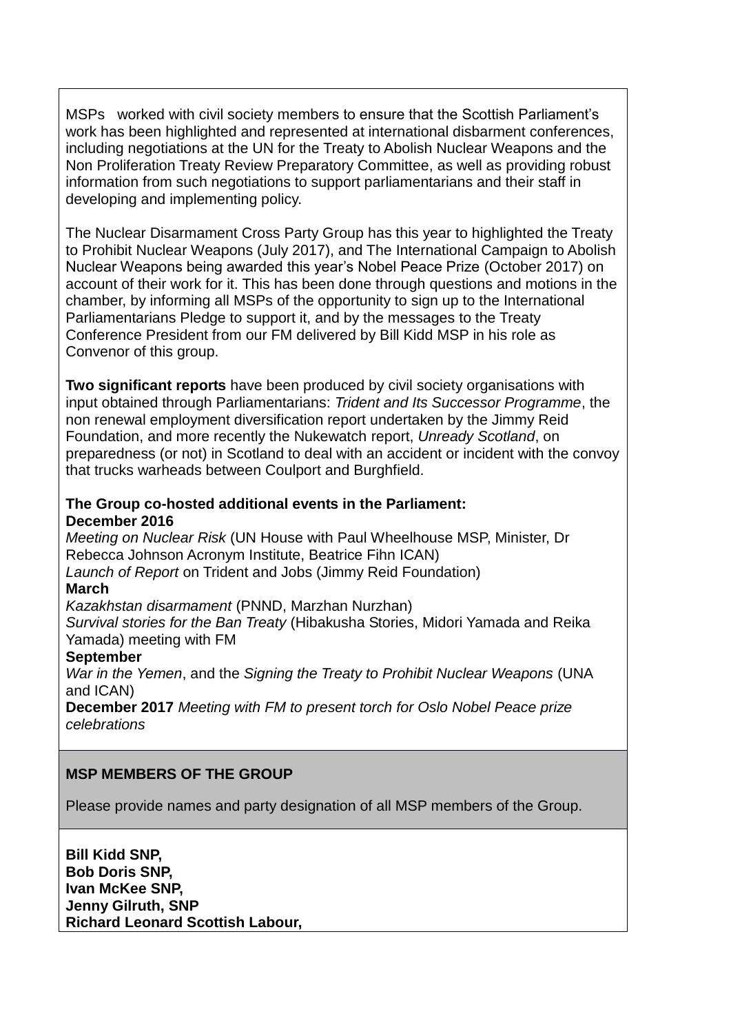MSPs worked with civil society members to ensure that the Scottish Parliament's work has been highlighted and represented at international disbarment conferences, including negotiations at the UN for the Treaty to Abolish Nuclear Weapons and the Non Proliferation Treaty Review Preparatory Committee, as well as providing robust information from such negotiations to support parliamentarians and their staff in developing and implementing policy.

The Nuclear Disarmament Cross Party Group has this year to highlighted the Treaty to Prohibit Nuclear Weapons (July 2017), and The International Campaign to Abolish Nuclear Weapons being awarded this year's Nobel Peace Prize (October 2017) on account of their work for it. This has been done through questions and motions in the chamber, by informing all MSPs of the opportunity to sign up to the International Parliamentarians Pledge to support it, and by the messages to the Treaty Conference President from our FM delivered by Bill Kidd MSP in his role as Convenor of this group.

**Two significant reports** have been produced by civil society organisations with input obtained through Parliamentarians: *Trident and Its Successor Programme*, the non renewal employment diversification report undertaken by the Jimmy Reid Foundation, and more recently the Nukewatch report, *Unready Scotland*, on preparedness (or not) in Scotland to deal with an accident or incident with the convoy that trucks warheads between Coulport and Burghfield.

**The Group co-hosted additional events in the Parliament:**
**December 2016**
*Meeting on Nuclear Risk* (UN House with Paul Wheelhouse MSP, Minister, Dr Rebecca Johnson Acronym Institute, Beatrice Fihn ICAN)
*Launch of Report* on Trident and Jobs (Jimmy Reid Foundation)
**March**
*Kazakhstan disarmament* (PNND, Marzhan Nurzhan)
*Survival stories for the Ban Treaty* (Hibakusha Stories, Midori Yamada and Reika Yamada) meeting with FM
**September**
*War in the Yemen*, and the *Signing the Treaty to Prohibit Nuclear Weapons* (UNA and ICAN)
**December 2017** *Meeting with FM to present torch for Oslo Nobel Peace prize celebrations*

**MSP MEMBERS OF THE GROUP**

Please provide names and party designation of all MSP members of the Group.

**Bill Kidd SNP,**
**Bob Doris SNP,**
**Ivan McKee SNP,**
**Jenny Gilruth, SNP**
**Richard Leonard Scottish Labour,**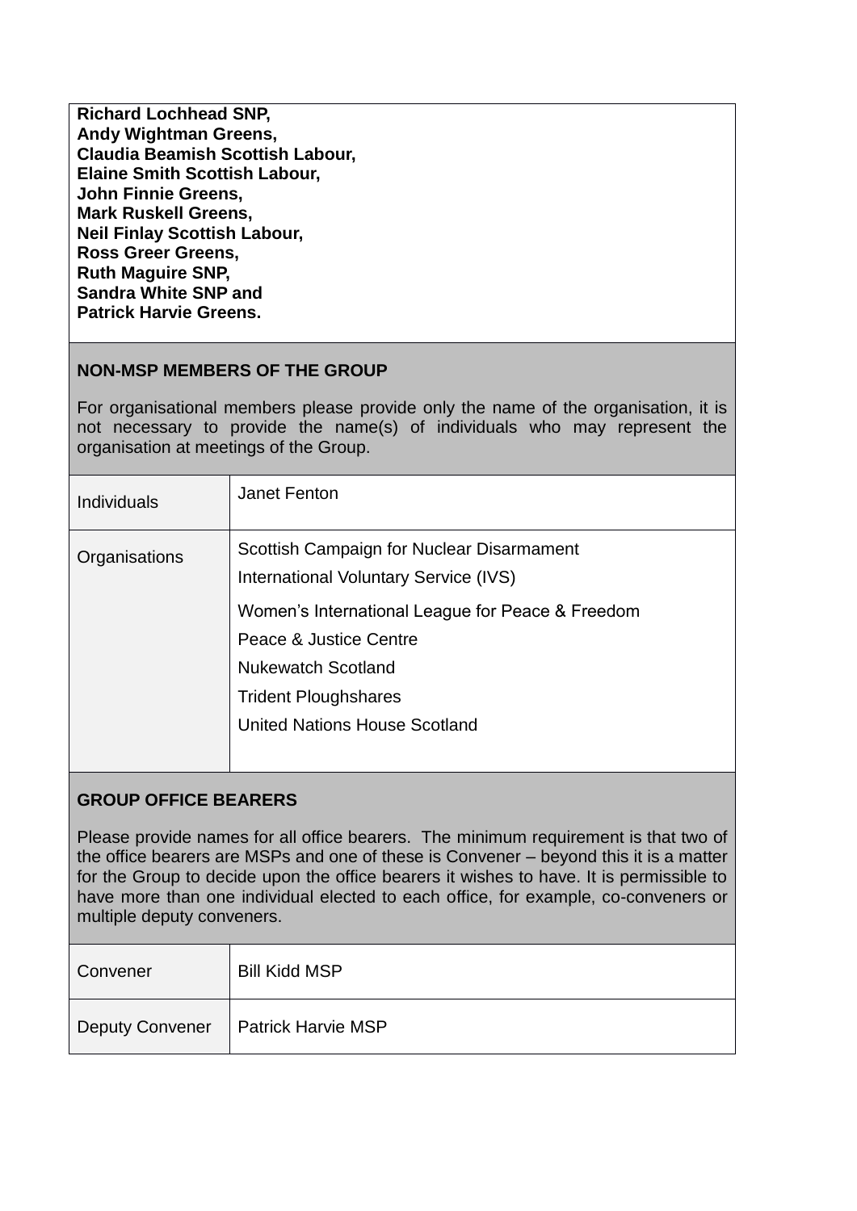**Richard Lochhead SNP,**
**Andy Wightman Greens,**
**Claudia Beamish Scottish Labour,**
**Elaine Smith Scottish Labour,**
**John Finnie Greens,**
**Mark Ruskell Greens,**
**Neil Finlay Scottish Labour,**
**Ross Greer Greens,**
**Ruth Maguire SNP,**
**Sandra White SNP and**
**Patrick Harvie Greens.**

## NON-MSP MEMBERS OF THE GROUP

For organisational members please provide only the name of the organisation, it is not necessary to provide the name(s) of individuals who may represent the organisation at meetings of the Group.

| | |
|---|---|
| Individuals | Janet Fenton |
| Organisations | Scottish Campaign for Nuclear Disarmament<br>International Voluntary Service (IVS)<br>Women's International League for Peace & Freedom<br>Peace & Justice Centre<br>Nukewatch Scotland<br>Trident Ploughshares<br>United Nations House Scotland |

## GROUP OFFICE BEARERS

Please provide names for all office bearers. The minimum requirement is that two of the office bearers are MSPs and one of these is Convener – beyond this it is a matter for the Group to decide upon the office bearers it wishes to have. It is permissible to have more than one individual elected to each office, for example, co-conveners or multiple deputy conveners.

| | |
|---|---|
| Convener | Bill Kidd MSP |
| Deputy Convener | Patrick Harvie MSP |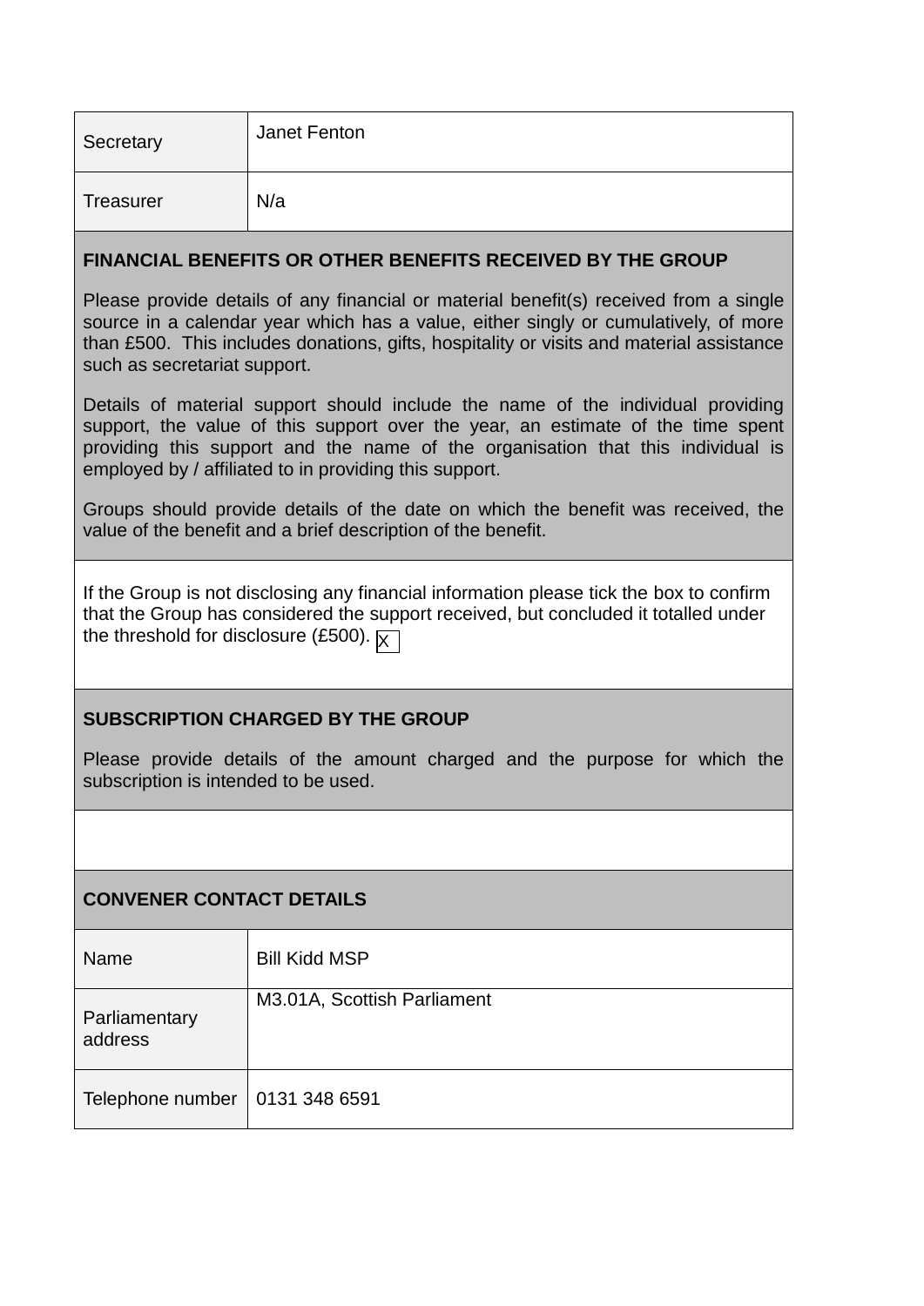| | |
|---|---|
| Secretary | Janet Fenton |
| Treasurer | N/a |

**FINANCIAL BENEFITS OR OTHER BENEFITS RECEIVED BY THE GROUP**

Please provide details of any financial or material benefit(s) received from a single source in a calendar year which has a value, either singly or cumulatively, of more than £500. This includes donations, gifts, hospitality or visits and material assistance such as secretariat support.

Details of material support should include the name of the individual providing support, the value of this support over the year, an estimate of the time spent providing this support and the name of the organisation that this individual is employed by / affiliated to in providing this support.

Groups should provide details of the date on which the benefit was received, the value of the benefit and a brief description of the benefit.

If the Group is not disclosing any financial information please tick the box to confirm that the Group has considered the support received, but concluded it totalled under the threshold for disclosure (£500). [X]

**SUBSCRIPTION CHARGED BY THE GROUP**

Please provide details of the amount charged and the purpose for which the subscription is intended to be used.

**CONVENER CONTACT DETAILS**

| | |
|---|---|
| Name | Bill Kidd MSP |
| Parliamentary address | M3.01A, Scottish Parliament |
| Telephone number | 0131 348 6591 |